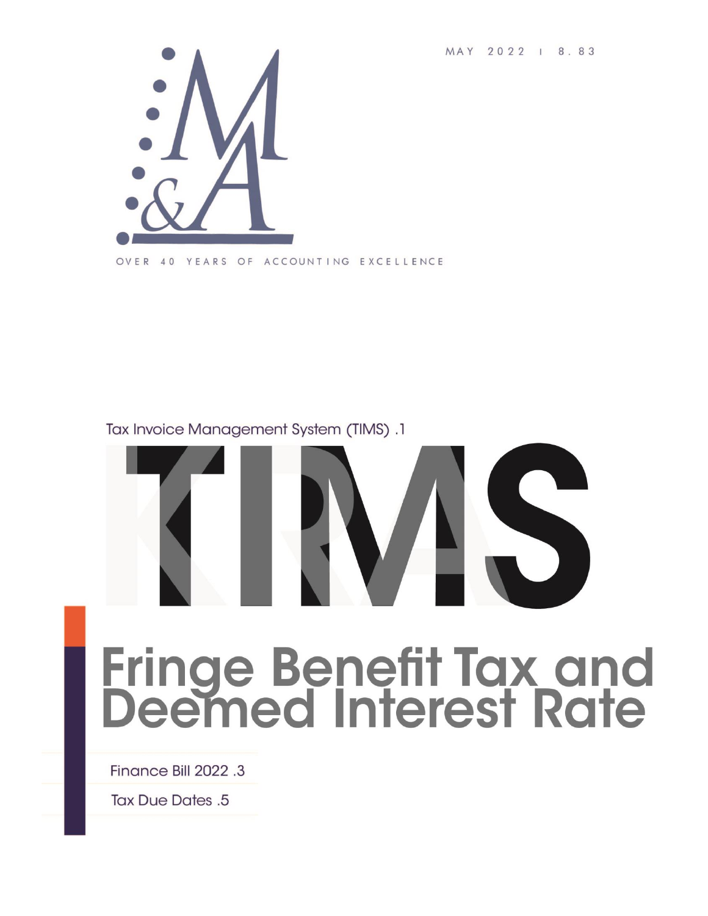MAY 2022 | 8.83

M&A

OVER 40 YEARS OF ACCOUNTING EXCELLENCE

Tax Invoice Management System (TIMS) .1

# TIMS

# Fringe Benefit Tax and Deemed Interest Rate

Finance Bill 2022 .3

Tax Due Dates .5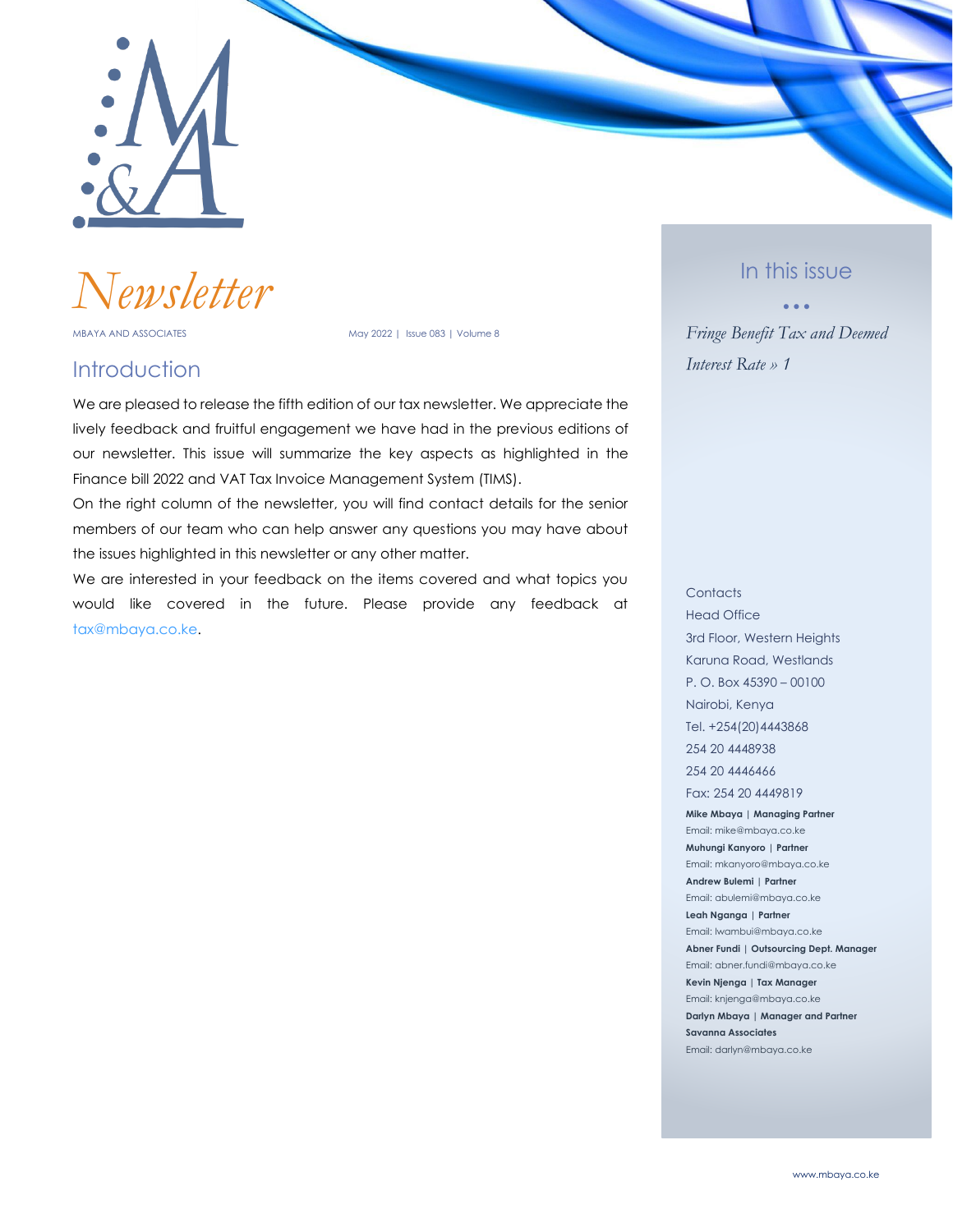# Newsletter

MBAYA AND ASSOCIATES

May 2022 | Issue 083 | Volume 8

## Introduction

We are pleased to release the fifth edition of our tax newsletter. We appreciate the lively feedback and fruitful engagement we have had in the previous editions of our newsletter. This issue will summarize the key aspects as highlighted in the Finance bill 2022 and VAT Tax Invoice Management System (TIMS).

On the right column of the newsletter, you will find contact details for the senior members of our team who can help answer any questions you may have about the issues highlighted in this newsletter or any other matter.

We are interested in your feedback on the items covered and what topics you would like covered in the future. Please provide any feedback at tax@mbaya.co.ke.

## In this issue

*Fringe Benefit Tax and Deemed Interest Rate » 1*

Contacts

Head Office

3rd Floor, Western Heights

Karuna Road, Westlands

P. O. Box 45390 – 00100

Nairobi, Kenya

Tel. +254(20)4443868

254 20 4448938

254 20 4446466

Fax: 254 20 4449819

**Mike Mbaya | Managing Partner**
Email: mike@mbaya.co.ke

**Muhungi Kanyoro | Partner**
Email: mkanyoro@mbaya.co.ke

**Andrew Bulemi | Partner**
Email: abulemi@mbaya.co.ke

**Leah Nganga | Partner**
Email: lwambui@mbaya.co.ke

**Abner Fundi | Outsourcing Dept. Manager**
Email: abner.fundi@mbaya.co.ke

**Kevin Njenga | Tax Manager**
Email: knjenga@mbaya.co.ke

**Darlyn Mbaya | Manager and Partner Savanna Associates**
Email: darlyn@mbaya.co.ke

www.mbaya.co.ke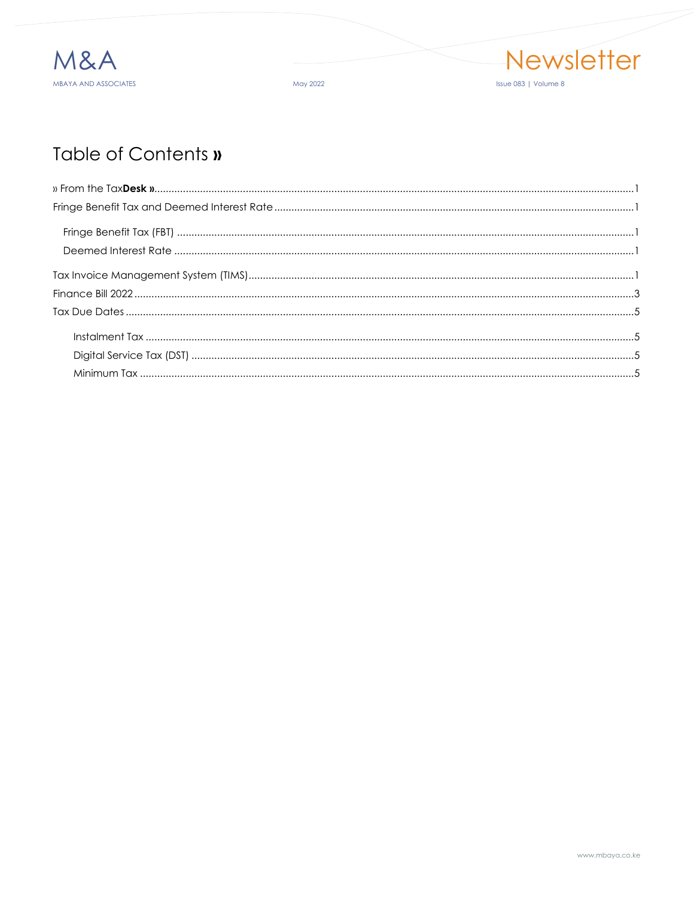# Table of Contents »

- » From the Tax**Desk** » ..... 1
- Fringe Benefit Tax and Deemed Interest Rate ..... 1
  - Fringe Benefit Tax (FBT) ..... 1
  - Deemed Interest Rate ..... 1
- Tax Invoice Management System (TIMS) ..... 1
- Finance Bill 2022 ..... 3
- Tax Due Dates ..... 5
  - Instalment Tax ..... 5
  - Digital Service Tax (DST) ..... 5
  - Minimum Tax ..... 5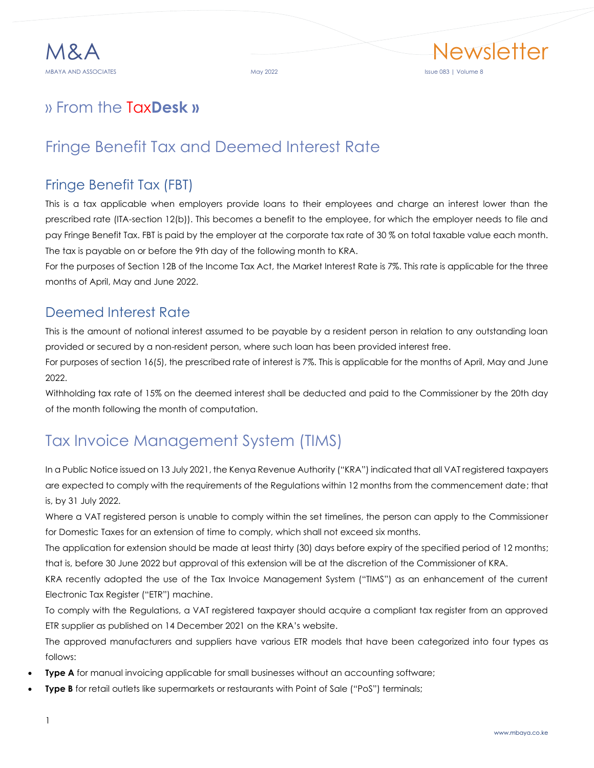## » From the Tax**Desk** »

# Fringe Benefit Tax and Deemed Interest Rate

## Fringe Benefit Tax (FBT)

This is a tax applicable when employers provide loans to their employees and charge an interest lower than the prescribed rate (ITA-section 12(b)). This becomes a benefit to the employee, for which the employer needs to file and pay Fringe Benefit Tax. FBT is paid by the employer at the corporate tax rate of 30 % on total taxable value each month. The tax is payable on or before the 9th day of the following month to KRA.

For the purposes of Section 12B of the Income Tax Act, the Market Interest Rate is 7%. This rate is applicable for the three months of April, May and June 2022.

## Deemed Interest Rate

This is the amount of notional interest assumed to be payable by a resident person in relation to any outstanding loan provided or secured by a non-resident person, where such loan has been provided interest free.

For purposes of section 16(5), the prescribed rate of interest is 7%. This is applicable for the months of April, May and June 2022.

Withholding tax rate of 15% on the deemed interest shall be deducted and paid to the Commissioner by the 20th day of the month following the month of computation.

# Tax Invoice Management System (TIMS)

In a Public Notice issued on 13 July 2021, the Kenya Revenue Authority ("KRA") indicated that all VAT registered taxpayers are expected to comply with the requirements of the Regulations within 12 months from the commencement date; that is, by 31 July 2022.

Where a VAT registered person is unable to comply within the set timelines, the person can apply to the Commissioner for Domestic Taxes for an extension of time to comply, which shall not exceed six months.

The application for extension should be made at least thirty (30) days before expiry of the specified period of 12 months; that is, before 30 June 2022 but approval of this extension will be at the discretion of the Commissioner of KRA.

KRA recently adopted the use of the Tax Invoice Management System ("TIMS") as an enhancement of the current Electronic Tax Register ("ETR") machine.

To comply with the Regulations, a VAT registered taxpayer should acquire a compliant tax register from an approved ETR supplier as published on 14 December 2021 on the KRA's website.

The approved manufacturers and suppliers have various ETR models that have been categorized into four types as follows:

- **Type A** for manual invoicing applicable for small businesses without an accounting software;
- **Type B** for retail outlets like supermarkets or restaurants with Point of Sale ("PoS") terminals;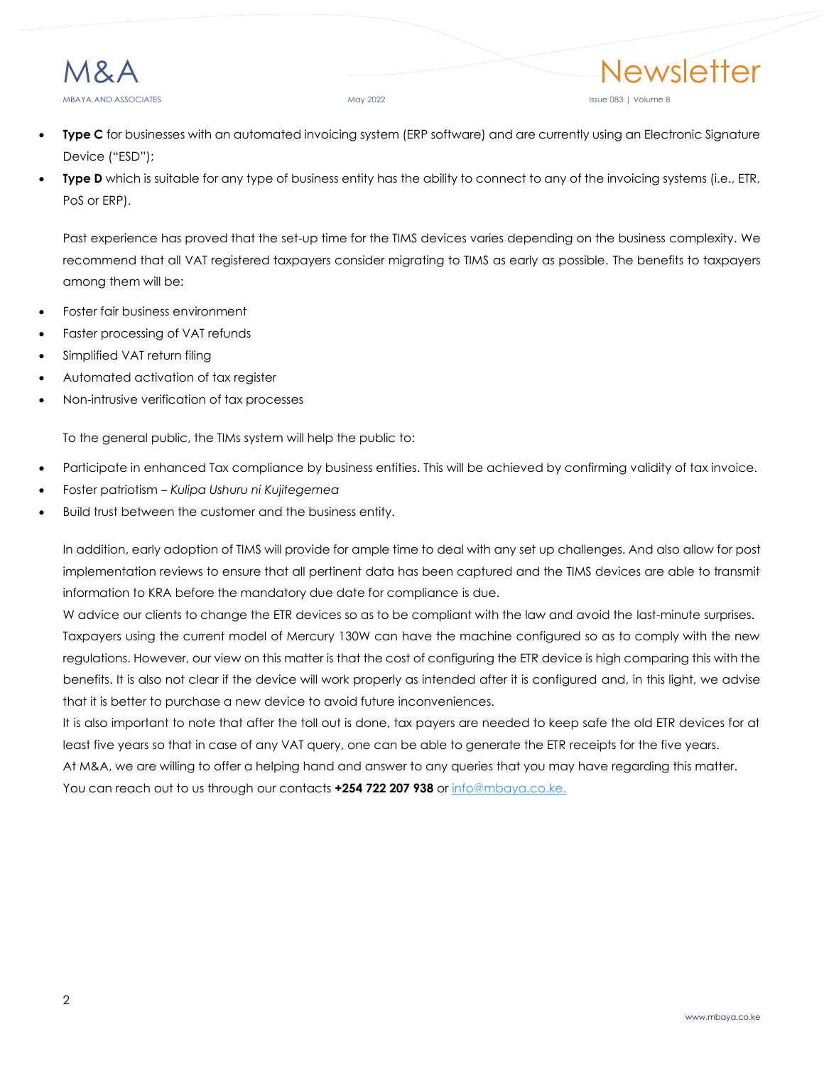- **Type C** for businesses with an automated invoicing system (ERP software) and are currently using an Electronic Signature Device ("ESD");
- **Type D** which is suitable for any type of business entity has the ability to connect to any of the invoicing systems (i.e., ETR, PoS or ERP).

Past experience has proved that the set-up time for the TIMS devices varies depending on the business complexity. We recommend that all VAT registered taxpayers consider migrating to TIMS as early as possible. The benefits to taxpayers among them will be:

- Foster fair business environment
- Faster processing of VAT refunds
- Simplified VAT return filing
- Automated activation of tax register
- Non-intrusive verification of tax processes

To the general public, the TIMs system will help the public to:

- Participate in enhanced Tax compliance by business entities. This will be achieved by confirming validity of tax invoice.
- Foster patriotism – *Kulipa Ushuru ni Kujitegemea*
- Build trust between the customer and the business entity.

In addition, early adoption of TIMS will provide for ample time to deal with any set up challenges. And also allow for post implementation reviews to ensure that all pertinent data has been captured and the TIMS devices are able to transmit information to KRA before the mandatory due date for compliance is due.

W advice our clients to change the ETR devices so as to be compliant with the law and avoid the last-minute surprises.

Taxpayers using the current model of Mercury 130W can have the machine configured so as to comply with the new regulations. However, our view on this matter is that the cost of configuring the ETR device is high comparing this with the benefits. It is also not clear if the device will work properly as intended after it is configured and, in this light, we advise that it is better to purchase a new device to avoid future inconveniences.

It is also important to note that after the toll out is done, tax payers are needed to keep safe the old ETR devices for at least five years so that in case of any VAT query, one can be able to generate the ETR receipts for the five years.

At M&A, we are willing to offer a helping hand and answer to any queries that you may have regarding this matter.

You can reach out to us through our contacts **+254 722 207 938** or [info@mbaya.co.ke.](mailto:info@mbaya.co.ke)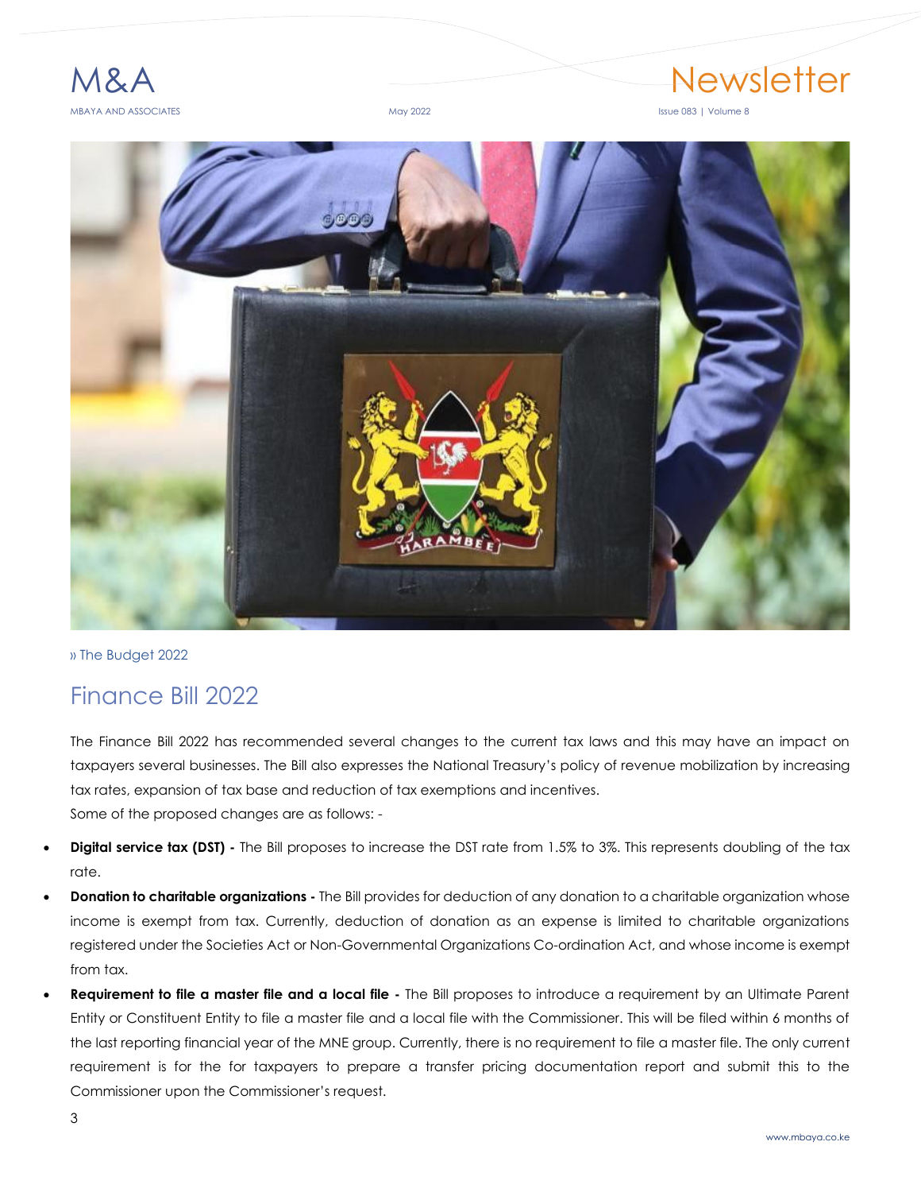» The Budget 2022

## Finance Bill 2022

The Finance Bill 2022 has recommended several changes to the current tax laws and this may have an impact on taxpayers several businesses. The Bill also expresses the National Treasury's policy of revenue mobilization by increasing tax rates, expansion of tax base and reduction of tax exemptions and incentives.
Some of the proposed changes are as follows: -

- **Digital service tax (DST) -** The Bill proposes to increase the DST rate from 1.5% to 3%. This represents doubling of the tax rate.
- **Donation to charitable organizations -** The Bill provides for deduction of any donation to a charitable organization whose income is exempt from tax. Currently, deduction of donation as an expense is limited to charitable organizations registered under the Societies Act or Non-Governmental Organizations Co-ordination Act, and whose income is exempt from tax.
- **Requirement to file a master file and a local file -** The Bill proposes to introduce a requirement by an Ultimate Parent Entity or Constituent Entity to file a master file and a local file with the Commissioner. This will be filed within 6 months of the last reporting financial year of the MNE group. Currently, there is no requirement to file a master file. The only current requirement is for the for taxpayers to prepare a transfer pricing documentation report and submit this to the Commissioner upon the Commissioner's request.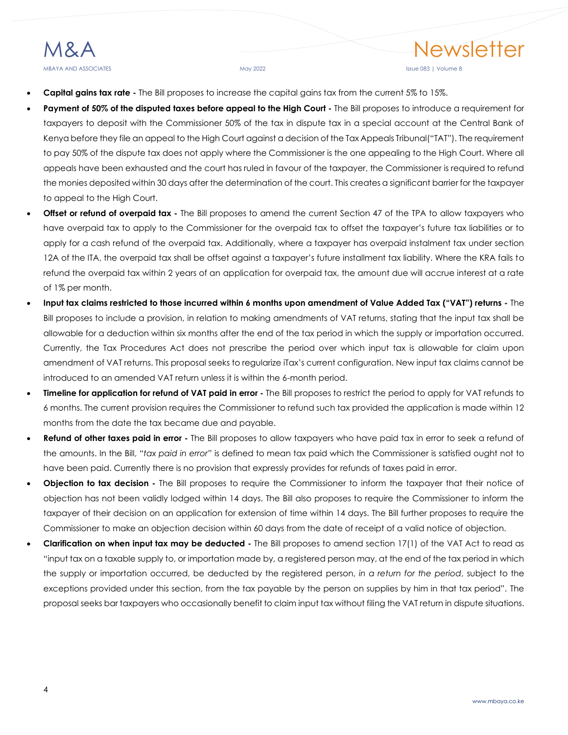- **Capital gains tax rate -** The Bill proposes to increase the capital gains tax from the current 5% to 15%.
- **Payment of 50% of the disputed taxes before appeal to the High Court -** The Bill proposes to introduce a requirement for taxpayers to deposit with the Commissioner 50% of the tax in dispute tax in a special account at the Central Bank of Kenya before they file an appeal to the High Court against a decision of the Tax Appeals Tribunal("TAT"). The requirement to pay 50% of the dispute tax does not apply where the Commissioner is the one appealing to the High Court. Where all appeals have been exhausted and the court has ruled in favour of the taxpayer, the Commissioner is required to refund the monies deposited within 30 days after the determination of the court. This creates a significant barrier for the taxpayer to appeal to the High Court.
- **Offset or refund of overpaid tax -** The Bill proposes to amend the current Section 47 of the TPA to allow taxpayers who have overpaid tax to apply to the Commissioner for the overpaid tax to offset the taxpayer's future tax liabilities or to apply for a cash refund of the overpaid tax. Additionally, where a taxpayer has overpaid instalment tax under section 12A of the ITA, the overpaid tax shall be offset against a taxpayer's future installment tax liability. Where the KRA fails to refund the overpaid tax within 2 years of an application for overpaid tax, the amount due will accrue interest at a rate of 1% per month.
- **Input tax claims restricted to those incurred within 6 months upon amendment of Value Added Tax ("VAT") returns -** The Bill proposes to include a provision, in relation to making amendments of VAT returns, stating that the input tax shall be allowable for a deduction within six months after the end of the tax period in which the supply or importation occurred. Currently, the Tax Procedures Act does not prescribe the period over which input tax is allowable for claim upon amendment of VAT returns. This proposal seeks to regularize iTax's current configuration. New input tax claims cannot be introduced to an amended VAT return unless it is within the 6-month period.
- **Timeline for application for refund of VAT paid in error -** The Bill proposes to restrict the period to apply for VAT refunds to 6 months. The current provision requires the Commissioner to refund such tax provided the application is made within 12 months from the date the tax became due and payable.
- **Refund of other taxes paid in error -** The Bill proposes to allow taxpayers who have paid tax in error to seek a refund of the amounts. In the Bill, "*tax paid in error*" is defined to mean tax paid which the Commissioner is satisfied ought not to have been paid. Currently there is no provision that expressly provides for refunds of taxes paid in error.
- **Objection to tax decision -** The Bill proposes to require the Commissioner to inform the taxpayer that their notice of objection has not been validly lodged within 14 days. The Bill also proposes to require the Commissioner to inform the taxpayer of their decision on an application for extension of time within 14 days. The Bill further proposes to require the Commissioner to make an objection decision within 60 days from the date of receipt of a valid notice of objection.
- **Clarification on when input tax may be deducted -** The Bill proposes to amend section 17(1) of the VAT Act to read as "input tax on a taxable supply to, or importation made by, a registered person may, at the end of the tax period in which the supply or importation occurred, be deducted by the registered person, *in a return for the period*, subject to the exceptions provided under this section, from the tax payable by the person on supplies by him in that tax period". The proposal seeks bar taxpayers who occasionally benefit to claim input tax without filing the VAT return in dispute situations.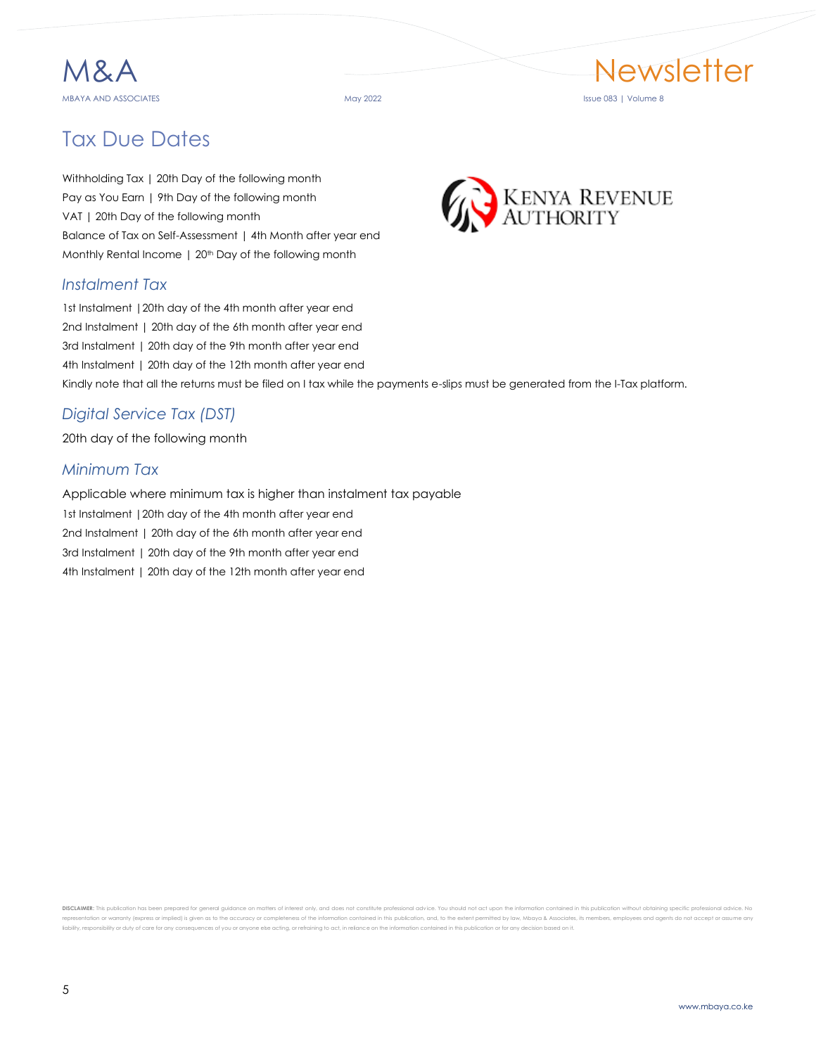# Tax Due Dates

Withholding Tax | 20th Day of the following month

Pay as You Earn | 9th Day of the following month

VAT | 20th Day of the following month

Balance of Tax on Self-Assessment | 4th Month after year end

Monthly Rental Income | 20th Day of the following month

## *Instalment Tax*

1st Instalment |20th day of the 4th month after year end

2nd Instalment | 20th day of the 6th month after year end

3rd Instalment | 20th day of the 9th month after year end

4th Instalment | 20th day of the 12th month after year end

Kindly note that all the returns must be filed on I tax while the payments e-slips must be generated from the I-Tax platform.

## *Digital Service Tax (DST)*

20th day of the following month

## *Minimum Tax*

Applicable where minimum tax is higher than instalment tax payable

1st Instalment |20th day of the 4th month after year end

2nd Instalment | 20th day of the 6th month after year end

3rd Instalment | 20th day of the 9th month after year end

4th Instalment | 20th day of the 12th month after year end

**DISCLAIMER:** This publication has been prepared for general guidance on matters of interest only, and does not constitute professional advice. You should not act upon the information contained in this publication without obtaining specific professional advice. No representation or warranty (express or implied) is given as to the accuracy or completeness of the information contained in this publication, and, to the extent permitted by law, Mbaya & Associates, its members, employees and agents do not accept or assume any liability, responsibility or duty of care for any consequences of you or anyone else acting, or refraining to act, in reliance on the information contained in this publication or for any decision based on it.